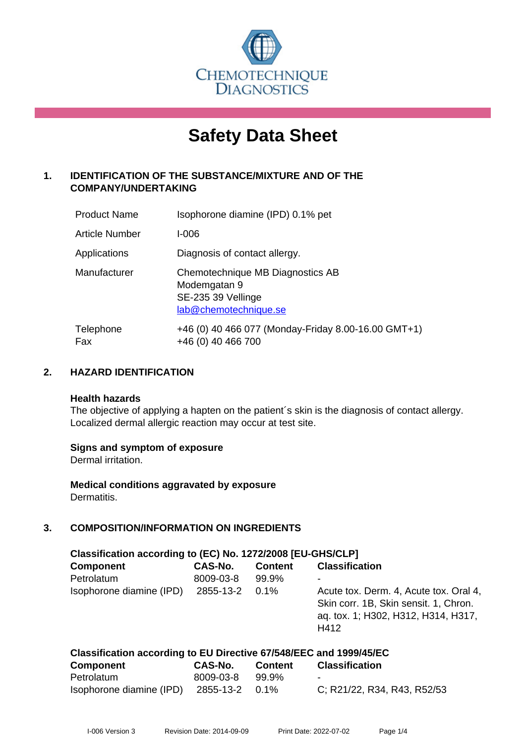CHEMOTECHNIQUE DIAGNOSTICS

# Safety Data Sheet

## 1. IDENTIFICATION OF THE SUBSTANCE/MIXTURE AND OF THE COMPANY/UNDERTAKING

| | |
|---|---|
| Product Name | Isophorone diamine (IPD) 0.1% pet |
| Article Number | I-006 |
| Applications | Diagnosis of contact allergy. |
| Manufacturer | Chemotechnique MB Diagnostics AB<br>Modemgatan 9<br>SE-235 39 Vellinge<br>lab@chemotechnique.se |
| Telephone<br>Fax | +46 (0) 40 466 077 (Monday-Friday 8.00-16.00 GMT+1)<br>+46 (0) 40 466 700 |

## 2. HAZARD IDENTIFICATION

**Health hazards**
The objective of applying a hapten on the patient´s skin is the diagnosis of contact allergy. Localized dermal allergic reaction may occur at test site.

**Signs and symptom of exposure**
Dermal irritation.

**Medical conditions aggravated by exposure**
Dermatitis.

## 3. COMPOSITION/INFORMATION ON INGREDIENTS

**Classification according to (EC) No. 1272/2008 [EU-GHS/CLP]**

| Component | CAS-No. | Content | Classification |
|---|---|---|---|
| Petrolatum | 8009-03-8 | 99.9% | - |
| Isophorone diamine (IPD) | 2855-13-2 | 0.1% | Acute tox. Derm. 4, Acute tox. Oral 4, Skin corr. 1B, Skin sensit. 1, Chron. aq. tox. 1; H302, H312, H314, H317, H412 |

**Classification according to EU Directive 67/548/EEC and 1999/45/EC**

| Component | CAS-No. | Content | Classification |
|---|---|---|---|
| Petrolatum | 8009-03-8 | 99.9% | - |
| Isophorone diamine (IPD) | 2855-13-2 | 0.1% | C; R21/22, R34, R43, R52/53 |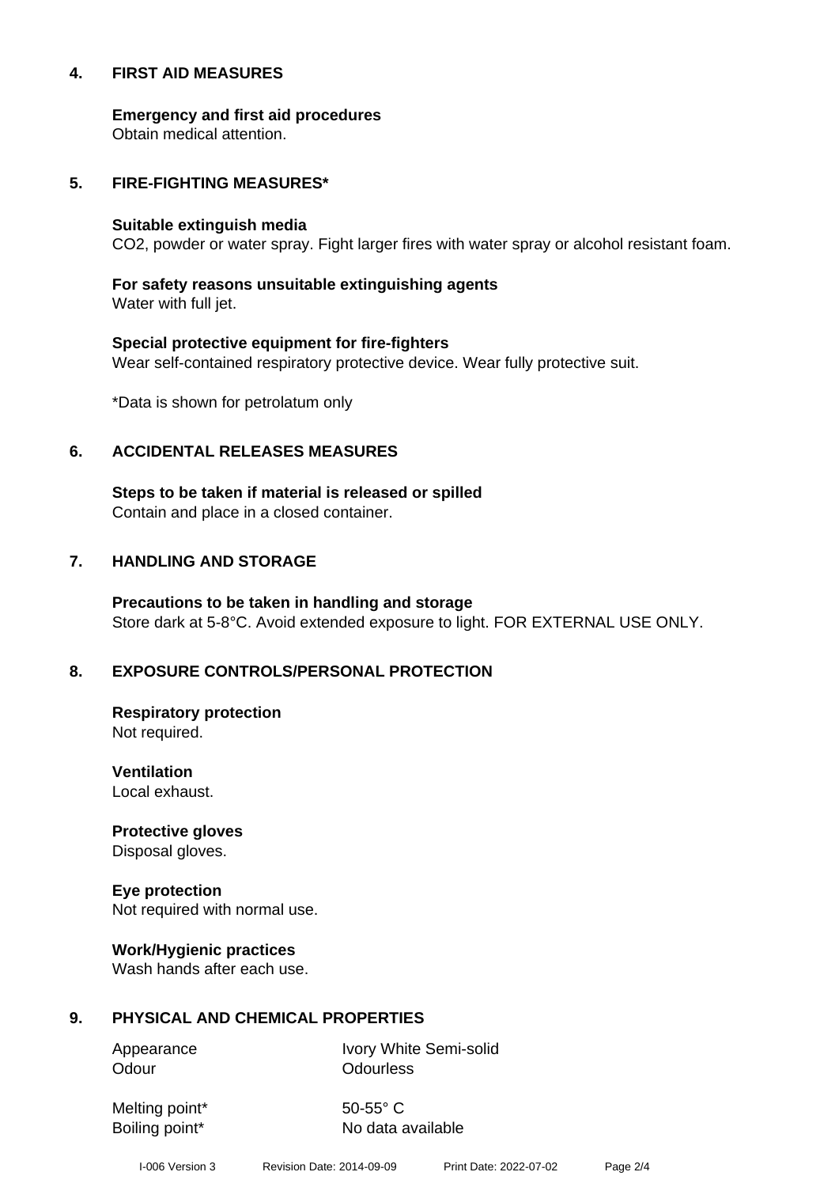## 4. FIRST AID MEASURES

**Emergency and first aid procedures**
Obtain medical attention.

## 5. FIRE-FIGHTING MEASURES*

**Suitable extinguish media**
$CO_2$, powder or water spray. Fight larger fires with water spray or alcohol resistant foam.

**For safety reasons unsuitable extinguishing agents**
Water with full jet.

**Special protective equipment for fire-fighters**
Wear self-contained respiratory protective device. Wear fully protective suit.

*Data is shown for petrolatum only

## 6. ACCIDENTAL RELEASES MEASURES

**Steps to be taken if material is released or spilled**
Contain and place in a closed container.

## 7. HANDLING AND STORAGE

**Precautions to be taken in handling and storage**
Store dark at 5-8°C. Avoid extended exposure to light. FOR EXTERNAL USE ONLY.

## 8. EXPOSURE CONTROLS/PERSONAL PROTECTION

**Respiratory protection**
Not required.

**Ventilation**
Local exhaust.

**Protective gloves**
Disposal gloves.

**Eye protection**
Not required with normal use.

**Work/Hygienic practices**
Wash hands after each use.

## 9. PHYSICAL AND CHEMICAL PROPERTIES

| | |
|---|---|
| Appearance | Ivory White Semi-solid |
| Odour | Odourless |
| Melting point* | 50-55° C |
| Boiling point* | No data available |

I-006 Version 3 Revision Date: 2014-09-09 Print Date: 2022-07-02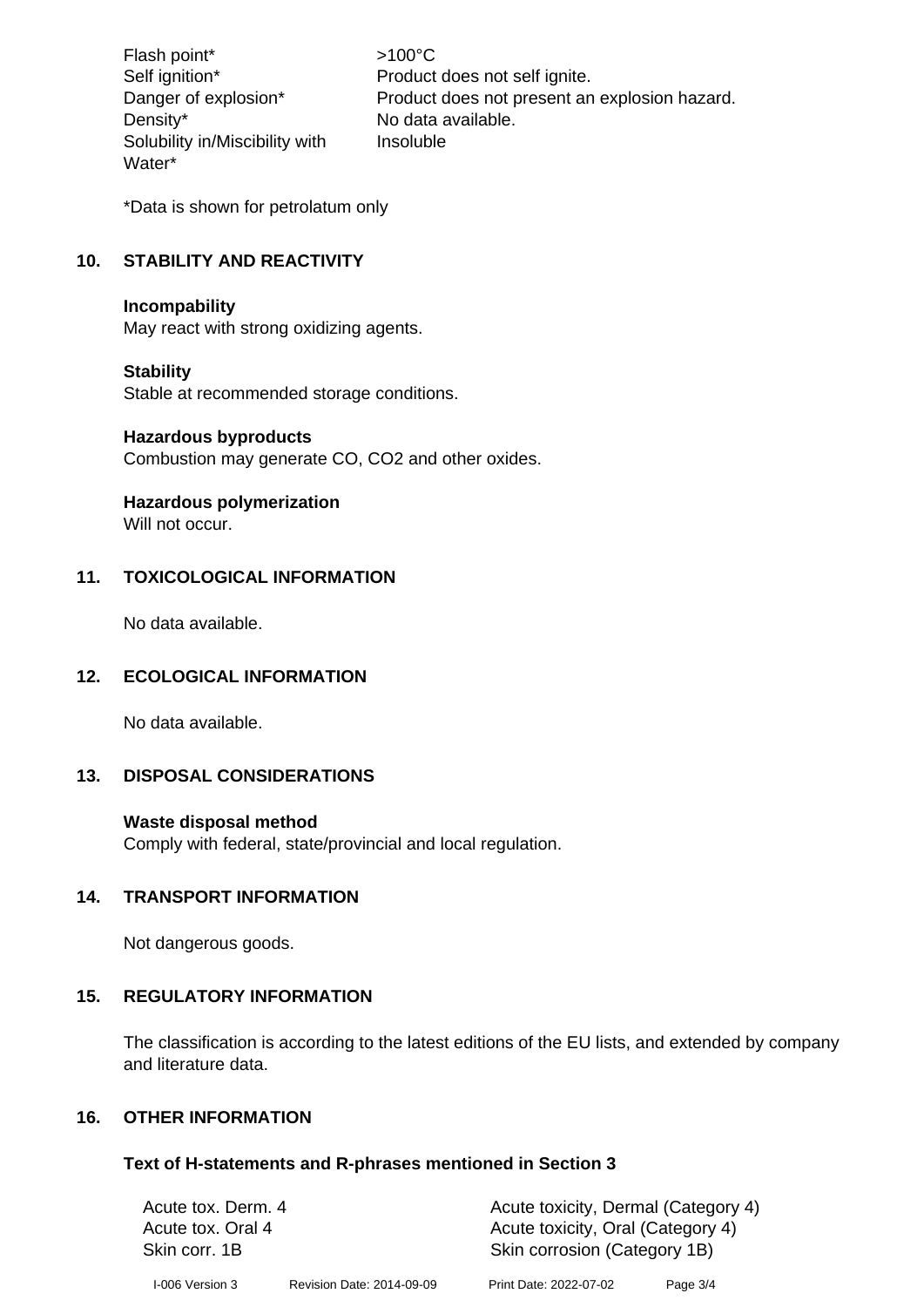| | |
|---|---|
| Flash point* | >100°C |
| Self ignition* | Product does not self ignite. |
| Danger of explosion* | Product does not present an explosion hazard. |
| Density* | No data available. |
| Solubility in/Miscibility with Water* | Insoluble |

*Data is shown for petrolatum only

## 10. STABILITY AND REACTIVITY

**Incompability**
May react with strong oxidizing agents.

**Stability**
Stable at recommended storage conditions.

**Hazardous byproducts**
Combustion may generate CO, $CO_2$ and other oxides.

**Hazardous polymerization**
Will not occur.

## 11. TOXICOLOGICAL INFORMATION

No data available.

## 12. ECOLOGICAL INFORMATION

No data available.

## 13. DISPOSAL CONSIDERATIONS

**Waste disposal method**
Comply with federal, state/provincial and local regulation.

## 14. TRANSPORT INFORMATION

Not dangerous goods.

## 15. REGULATORY INFORMATION

The classification is according to the latest editions of the EU lists, and extended by company and literature data.

## 16. OTHER INFORMATION

**Text of H-statements and R-phrases mentioned in Section 3**

| | |
|---|---|
| Acute tox. Derm. 4 | Acute toxicity, Dermal (Category 4) |
| Acute tox. Oral 4 | Acute toxicity, Oral (Category 4) |
| Skin corr. 1B | Skin corrosion (Category 1B) |

I-006 Version 3 Revision Date: 2014-09-09 Print Date: 2022-07-02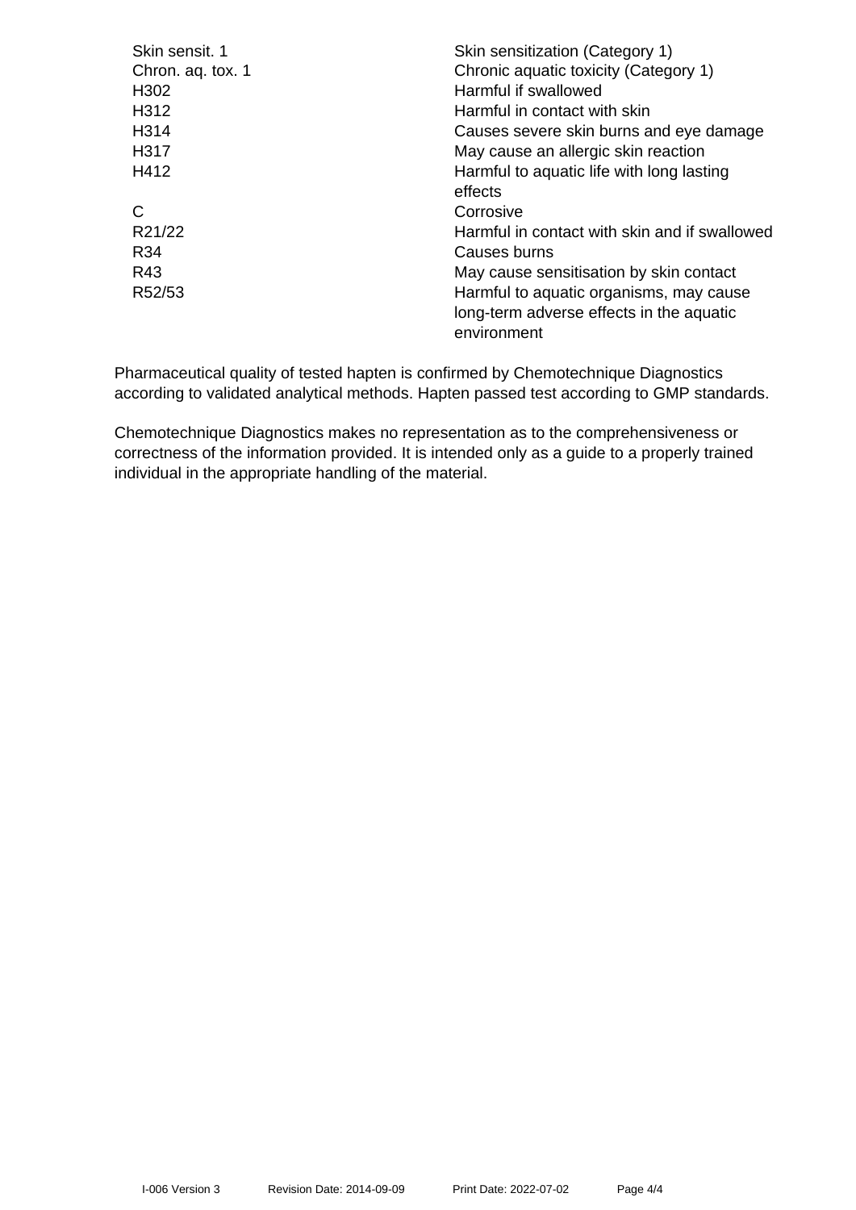| | |
|---|---|
| Skin sensit. 1 | Skin sensitization (Category 1) |
| Chron. aq. tox. 1 | Chronic aquatic toxicity (Category 1) |
| H302 | Harmful if swallowed |
| H312 | Harmful in contact with skin |
| H314 | Causes severe skin burns and eye damage |
| H317 | May cause an allergic skin reaction |
| H412 | Harmful to aquatic life with long lasting effects |
| C | Corrosive |
| R21/22 | Harmful in contact with skin and if swallowed |
| R34 | Causes burns |
| R43 | May cause sensitisation by skin contact |
| R52/53 | Harmful to aquatic organisms, may cause long-term adverse effects in the aquatic environment |

Pharmaceutical quality of tested hapten is confirmed by Chemotechnique Diagnostics according to validated analytical methods. Hapten passed test according to GMP standards.

Chemotechnique Diagnostics makes no representation as to the comprehensiveness or correctness of the information provided. It is intended only as a guide to a properly trained individual in the appropriate handling of the material.